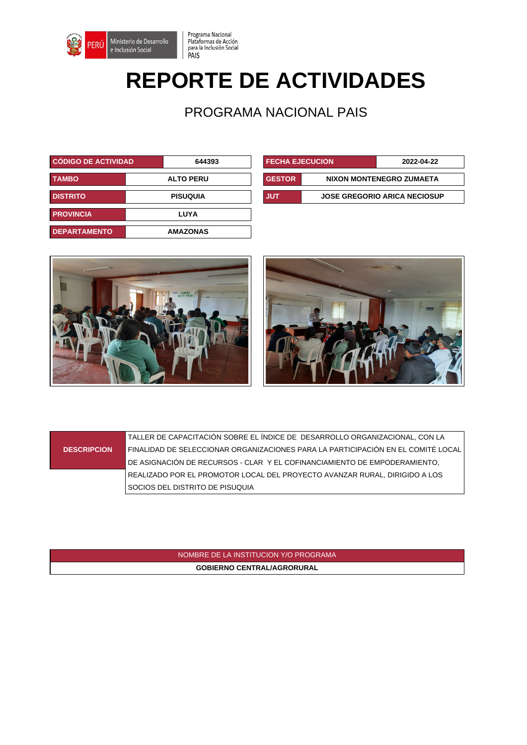Programa Nacional Plataformas de Acción para la Inclusión Social PAIS

PERÚ Ministerio de Desarrollo e Inclusión Social

# REPORTE DE ACTIVIDADES

## PROGRAMA NACIONAL PAIS

| CÓDIGO DE ACTIVIDAD | 644393 |
|---|---|
| TAMBO | ALTO PERU |
| DISTRITO | PISUQUIA |
| PROVINCIA | LUYA |
| DEPARTAMENTO | AMAZONAS |

| FECHA EJECUCION | 2022-04-22 |
|---|---|
| GESTOR | NIXON MONTENEGRO ZUMAETA |
| JUT | JOSE GREGORIO ARICA NECIOSUP |

| DESCRIPCION | TALLER DE CAPACITACIÓN SOBRE EL ÍNDICE DE DESARROLLO ORGANIZACIONAL, CON LA FINALIDAD DE SELECCIONAR ORGANIZACIONES PARA LA PARTICIPACIÓN EN EL COMITÉ LOCAL DE ASIGNACIÓN DE RECURSOS - CLAR Y EL COFINANCIAMIENTO DE EMPODERAMIENTO, REALIZADO POR EL PROMOTOR LOCAL DEL PROYECTO AVANZAR RURAL, DIRIGIDO A LOS SOCIOS DEL DISTRITO DE PISUQUIA |
|---|---|

| NOMBRE DE LA INSTITUCION Y/O PROGRAMA |
|---|
| **GOBIERNO CENTRAL/AGRORURAL** |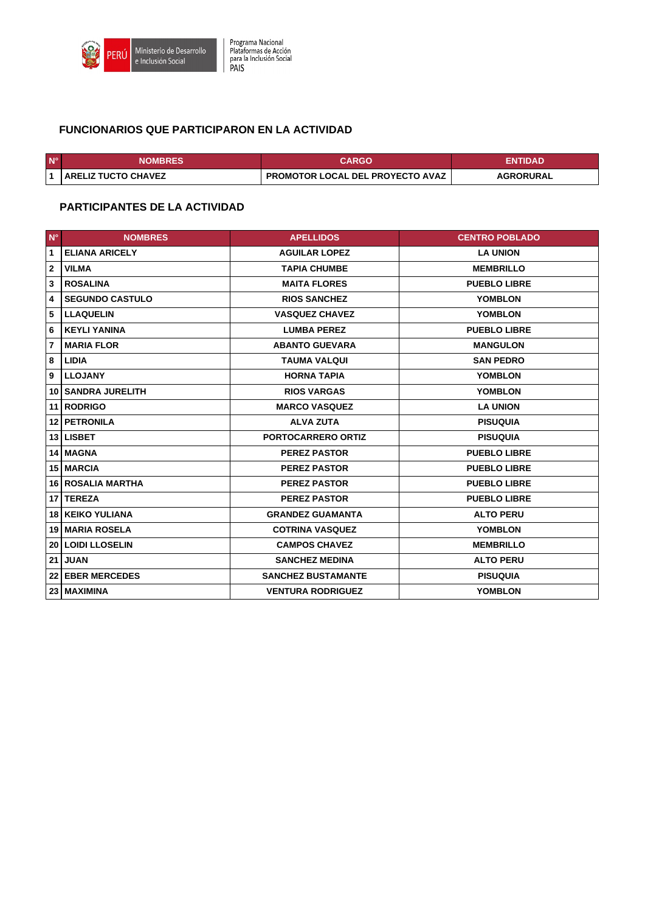Programa Nacional Plataformas de Acción para la Inclusión Social PAIS

## FUNCIONARIOS QUE PARTICIPARON EN LA ACTIVIDAD

| N° | NOMBRES | CARGO | ENTIDAD |
|---|---|---|---|
| 1 | ARELIZ TUCTO CHAVEZ | PROMOTOR LOCAL DEL PROYECTO AVAZ | AGRORURAL |

## PARTICIPANTES DE LA ACTIVIDAD

| N° | NOMBRES | APELLIDOS | CENTRO POBLADO |
|---|---|---|---|
| 1 | ELIANA ARICELY | AGUILAR LOPEZ | LA UNION |
| 2 | VILMA | TAPIA CHUMBE | MEMBRILLO |
| 3 | ROSALINA | MAITA FLORES | PUEBLO LIBRE |
| 4 | SEGUNDO CASTULO | RIOS SANCHEZ | YOMBLON |
| 5 | LLAQUELIN | VASQUEZ CHAVEZ | YOMBLON |
| 6 | KEYLI YANINA | LUMBA PEREZ | PUEBLO LIBRE |
| 7 | MARIA FLOR | ABANTO GUEVARA | MANGULON |
| 8 | LIDIA | TAUMA VALQUI | SAN PEDRO |
| 9 | LLOJANY | HORNA TAPIA | YOMBLON |
| 10 | SANDRA JURELITH | RIOS VARGAS | YOMBLON |
| 11 | RODRIGO | MARCO VASQUEZ | LA UNION |
| 12 | PETRONILA | ALVA ZUTA | PISUQUIA |
| 13 | LISBET | PORTOCARRERO ORTIZ | PISUQUIA |
| 14 | MAGNA | PEREZ PASTOR | PUEBLO LIBRE |
| 15 | MARCIA | PEREZ PASTOR | PUEBLO LIBRE |
| 16 | ROSALIA MARTHA | PEREZ PASTOR | PUEBLO LIBRE |
| 17 | TEREZA | PEREZ PASTOR | PUEBLO LIBRE |
| 18 | KEIKO YULIANA | GRANDEZ GUAMANTA | ALTO PERU |
| 19 | MARIA ROSELA | COTRINA VASQUEZ | YOMBLON |
| 20 | LOIDI LLOSELIN | CAMPOS CHAVEZ | MEMBRILLO |
| 21 | JUAN | SANCHEZ MEDINA | ALTO PERU |
| 22 | EBER MERCEDES | SANCHEZ BUSTAMANTE | PISUQUIA |
| 23 | MAXIMINA | VENTURA RODRIGUEZ | YOMBLON |